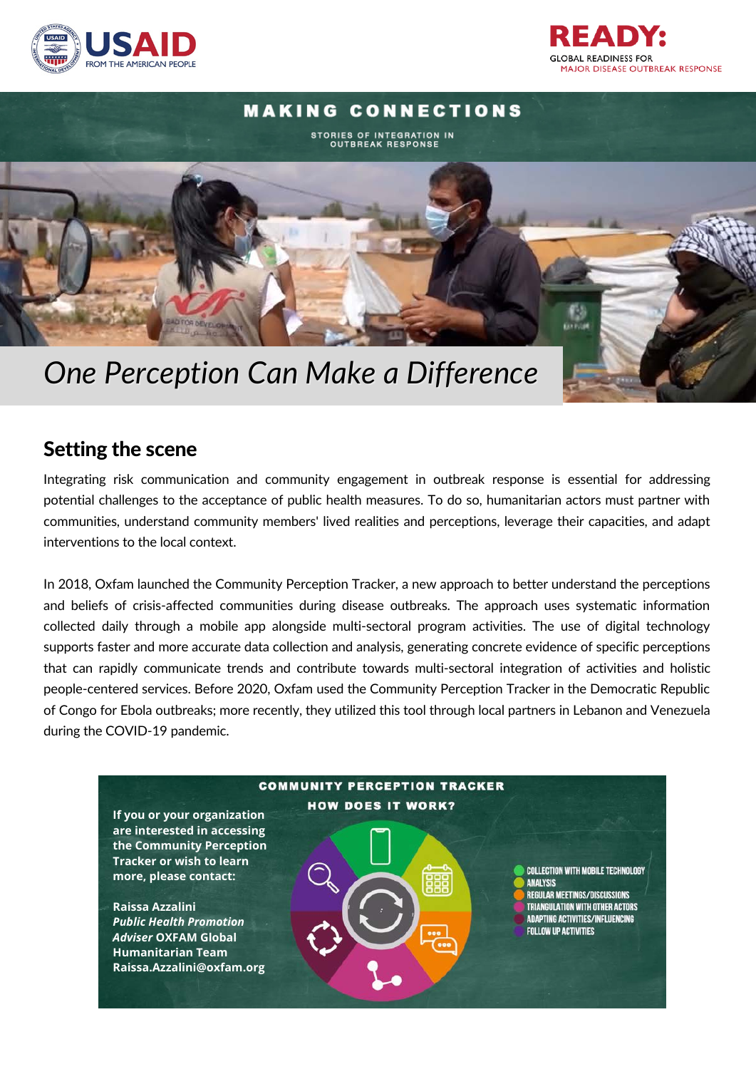USAID
FROM THE AMERICAN PEOPLE

READY:
GLOBAL READINESS FOR
MAJOR DISEASE OUTBREAK RESPONSE

**MAKING CONNECTIONS**

STORIES OF INTEGRATION IN OUTBREAK RESPONSE

# *One Perception Can Make a Difference*

## Setting the scene

Integrating risk communication and community engagement in outbreak response is essential for addressing potential challenges to the acceptance of public health measures. To do so, humanitarian actors must partner with communities, understand community members' lived realities and perceptions, leverage their capacities, and adapt interventions to the local context.

In 2018, Oxfam launched the Community Perception Tracker, a new approach to better understand the perceptions and beliefs of crisis-affected communities during disease outbreaks. The approach uses systematic information collected daily through a mobile app alongside multi-sectoral program activities. The use of digital technology supports faster and more accurate data collection and analysis, generating concrete evidence of specific perceptions that can rapidly communicate trends and contribute towards multi-sectoral integration of activities and holistic people-centered services. Before 2020, Oxfam used the Community Perception Tracker in the Democratic Republic of Congo for Ebola outbreaks; more recently, they utilized this tool through local partners in Lebanon and Venezuela during the COVID-19 pandemic.

**COMMUNITY PERCEPTION TRACKER**

**HOW DOES IT WORK?**

**If you or your organization are interested in accessing the Community Perception Tracker or wish to learn more, please contact:**

**Raissa Azzalini**
***Public Health Promotion Adviser*** **OXFAM Global Humanitarian Team**
**Raissa.Azzalini@oxfam.org**

- COLLECTION WITH MOBILE TECHNOLOGY
- ANALYSIS
- REGULAR MEETINGS/DISCUSSIONS
- TRIANGULATION WITH OTHER ACTORS
- ADAPTING ACTIVITIES/INFLUENCING
- FOLLOW UP ACTIVITIES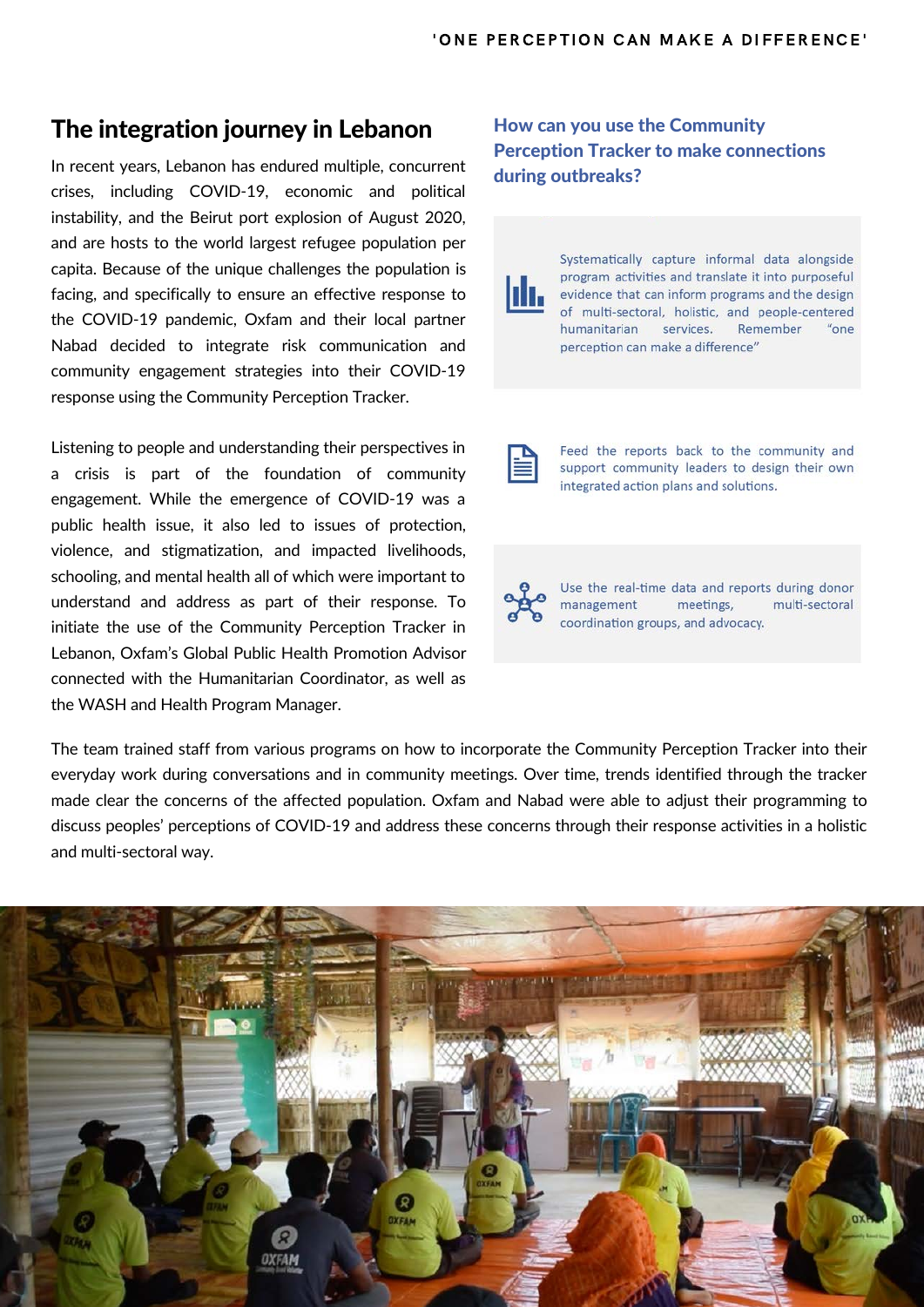## The integration journey in Lebanon

In recent years, Lebanon has endured multiple, concurrent crises, including COVID-19, economic and political instability, and the Beirut port explosion of August 2020, and are hosts to the world largest refugee population per capita. Because of the unique challenges the population is facing, and specifically to ensure an effective response to the COVID-19 pandemic, Oxfam and their local partner Nabad decided to integrate risk communication and community engagement strategies into their COVID-19 response using the Community Perception Tracker.

Listening to people and understanding their perspectives in a crisis is part of the foundation of community engagement. While the emergence of COVID-19 was a public health issue, it also led to issues of protection, violence, and stigmatization, and impacted livelihoods, schooling, and mental health all of which were important to understand and address as part of their response. To initiate the use of the Community Perception Tracker in Lebanon, Oxfam's Global Public Health Promotion Advisor connected with the Humanitarian Coordinator, as well as the WASH and Health Program Manager.

### How can you use the Community Perception Tracker to make connections during outbreaks?

Systematically capture informal data alongside program activities and translate it into purposeful evidence that can inform programs and the design of multi-sectoral, holistic, and people-centered humanitarian services. Remember "one perception can make a difference"

Feed the reports back to the community and support community leaders to design their own integrated action plans and solutions.

Use the real-time data and reports during donor management meetings, multi-sectoral coordination groups, and advocacy.

The team trained staff from various programs on how to incorporate the Community Perception Tracker into their everyday work during conversations and in community meetings. Over time, trends identified through the tracker made clear the concerns of the affected population. Oxfam and Nabad were able to adjust their programming to discuss peoples' perceptions of COVID-19 and address these concerns through their response activities in a holistic and multi-sectoral way.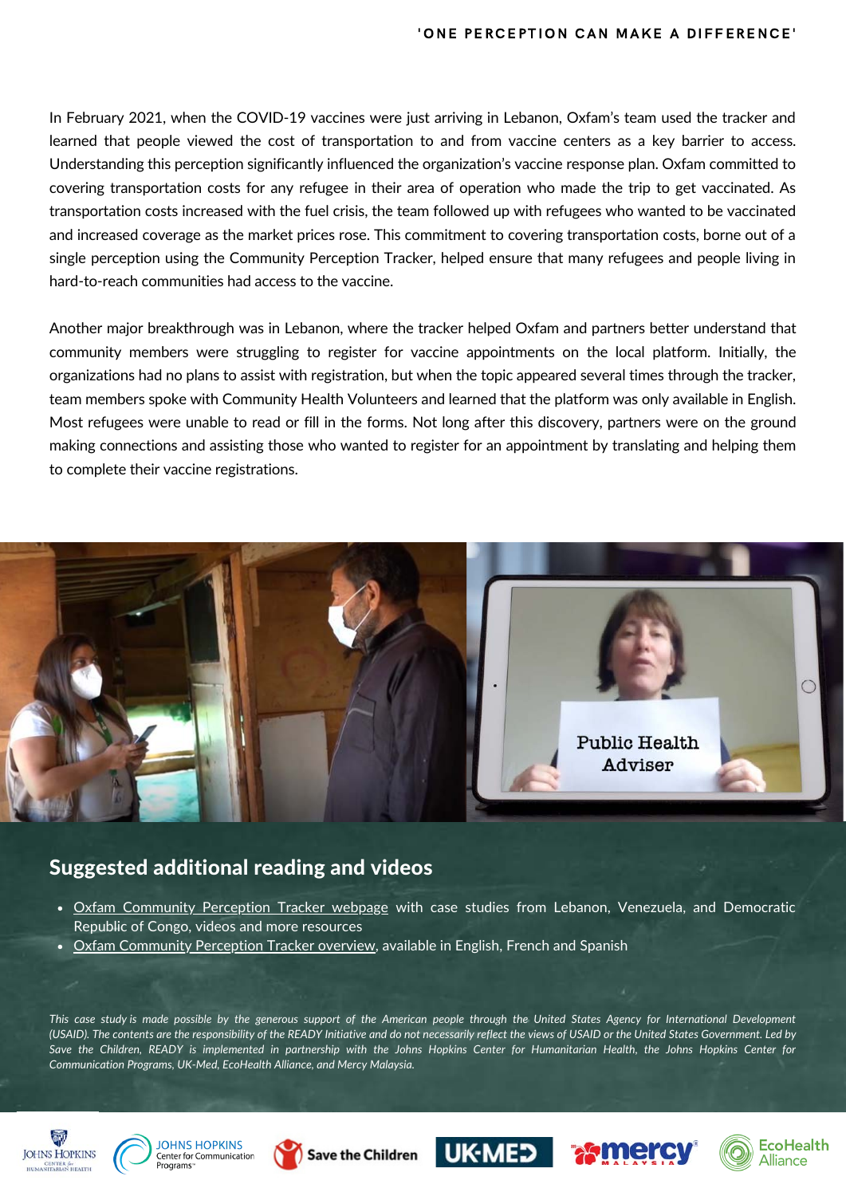In February 2021, when the COVID-19 vaccines were just arriving in Lebanon, Oxfam's team used the tracker and learned that people viewed the cost of transportation to and from vaccine centers as a key barrier to access. Understanding this perception significantly influenced the organization's vaccine response plan. Oxfam committed to covering transportation costs for any refugee in their area of operation who made the trip to get vaccinated. As transportation costs increased with the fuel crisis, the team followed up with refugees who wanted to be vaccinated and increased coverage as the market prices rose. This commitment to covering transportation costs, borne out of a single perception using the Community Perception Tracker, helped ensure that many refugees and people living in hard-to-reach communities had access to the vaccine.

Another major breakthrough was in Lebanon, where the tracker helped Oxfam and partners better understand that community members were struggling to register for vaccine appointments on the local platform. Initially, the organizations had no plans to assist with registration, but when the topic appeared several times through the tracker, team members spoke with Community Health Volunteers and learned that the platform was only available in English. Most refugees were unable to read or fill in the forms. Not long after this discovery, partners were on the ground making connections and assisting those who wanted to register for an appointment by translating and helping them to complete their vaccine registrations.

## Suggested additional reading and videos

- Oxfam Community Perception Tracker webpage with case studies from Lebanon, Venezuela, and Democratic Republic of Congo, videos and more resources
- Oxfam Community Perception Tracker overview, available in English, French and Spanish

*This case study is made possible by the generous support of the American people through the United States Agency for International Development (USAID). The contents are the responsibility of the READY Initiative and do not necessarily reflect the views of USAID or the United States Government. Led by Save the Children, READY is implemented in partnership with the Johns Hopkins Center for Humanitarian Health, the Johns Hopkins Center for Communication Programs, UK-Med, EcoHealth Alliance, and Mercy Malaysia.*